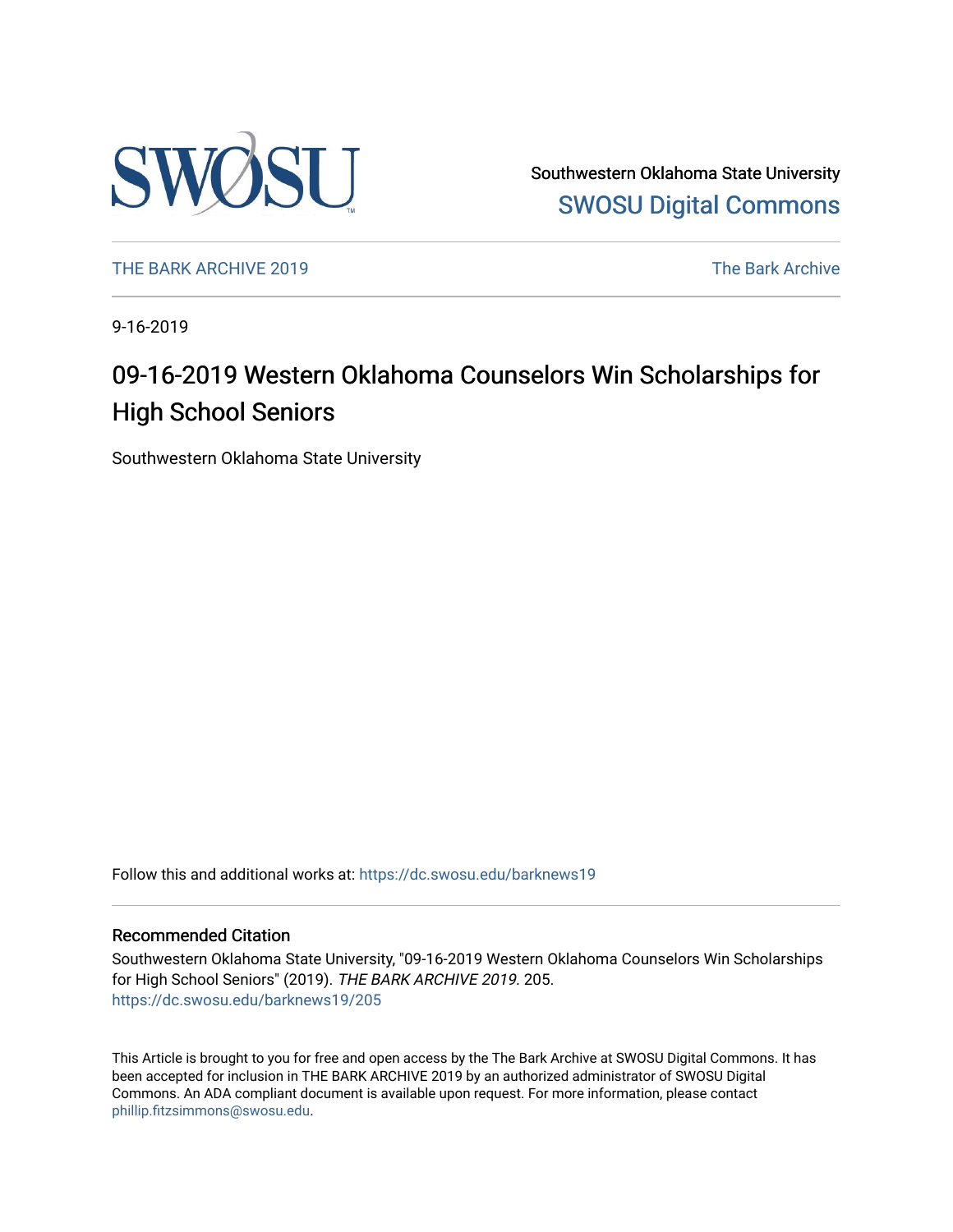Southwestern Oklahoma State University
SWOSU Digital Commons

THE BARK ARCHIVE 2019 | The Bark Archive

9-16-2019

# 09-16-2019 Western Oklahoma Counselors Win Scholarships for High School Seniors

Southwestern Oklahoma State University

Follow this and additional works at: https://dc.swosu.edu/barknews19

## Recommended Citation

Southwestern Oklahoma State University, "09-16-2019 Western Oklahoma Counselors Win Scholarships for High School Seniors" (2019). *THE BARK ARCHIVE 2019*. 205.
https://dc.swosu.edu/barknews19/205

This Article is brought to you for free and open access by the The Bark Archive at SWOSU Digital Commons. It has been accepted for inclusion in THE BARK ARCHIVE 2019 by an authorized administrator of SWOSU Digital Commons. An ADA compliant document is available upon request. For more information, please contact phillip.fitzsimmons@swosu.edu.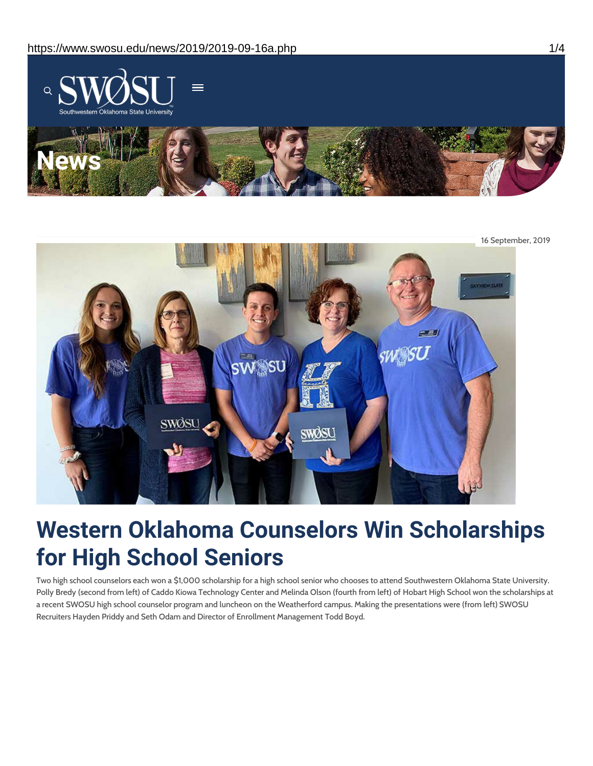News

16 September, 2019

# Western Oklahoma Counselors Win Scholarships for High School Seniors

Two high school counselors each won a $1,000 scholarship for a high school senior who chooses to attend Southwestern Oklahoma State University. Polly Bredy (second from left) of Caddo Kiowa Technology Center and Melinda Olson (fourth from left) of Hobart High School won the scholarships at a recent SWOSU high school counselor program and luncheon on the Weatherford campus. Making the presentations were (from left) SWOSU Recruiters Hayden Priddy and Seth Odam and Director of Enrollment Management Todd Boyd.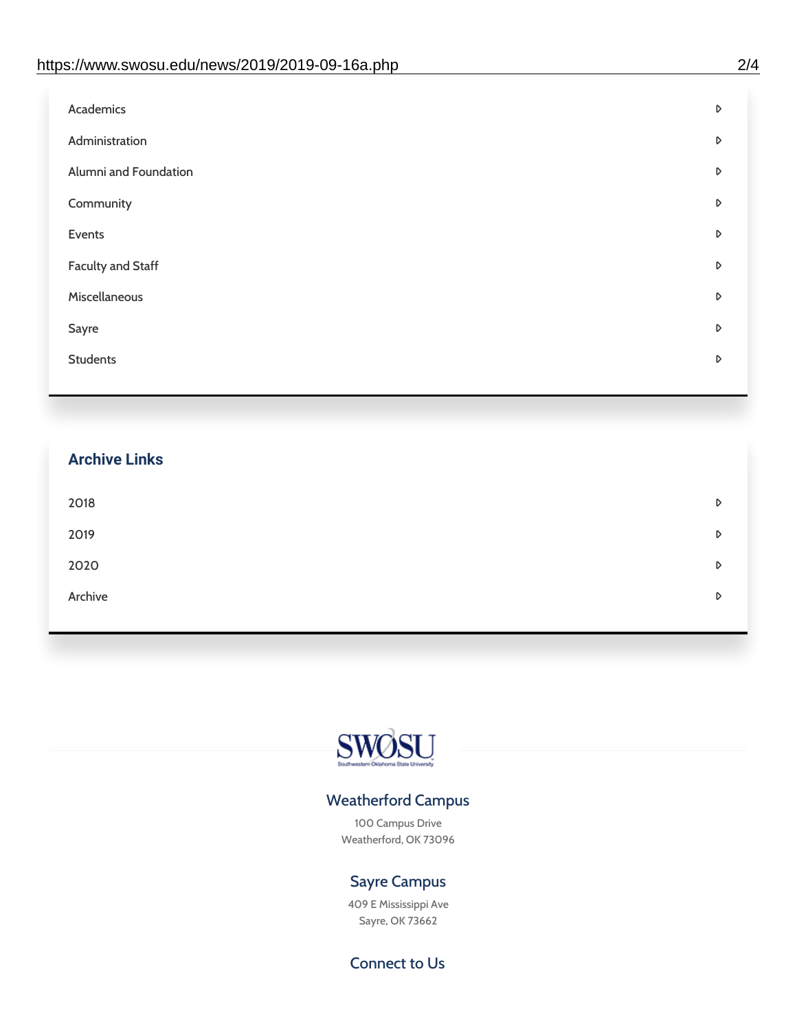Academics

Administration

Alumni and Foundation

Community

Events

Faculty and Staff

Miscellaneous

Sayre

Students

## Archive Links

2018

2019

2020

Archive

SWOSU

Southwestern Oklahoma State University

### Weatherford Campus

100 Campus Drive
Weatherford, OK 73096

### Sayre Campus

409 E Mississippi Ave
Sayre, OK 73662

### Connect to Us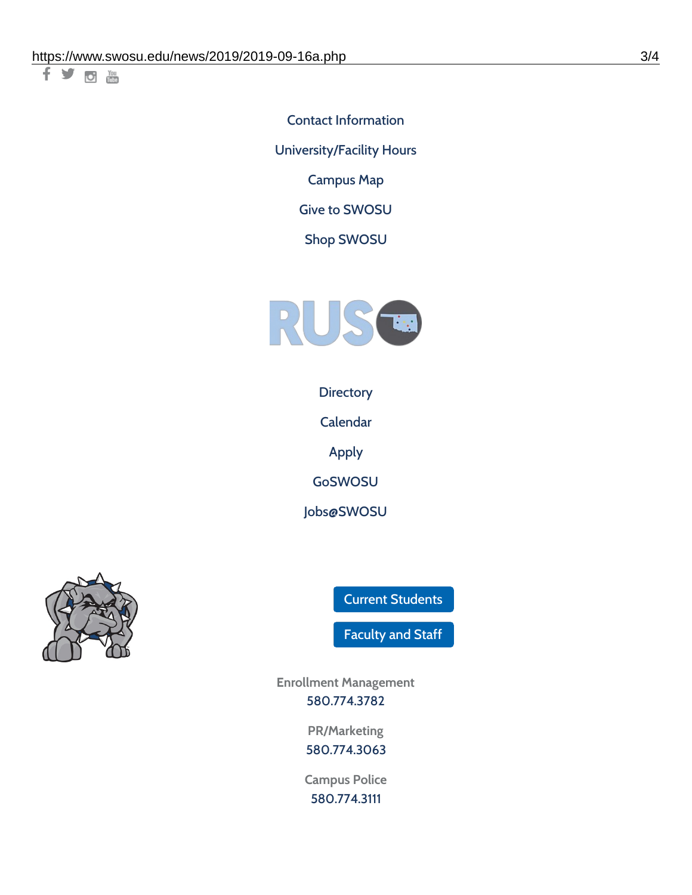Contact Information

University/Facility Hours

Campus Map

Give to SWOSU

Shop SWOSU

Directory

Calendar

Apply

GoSWOSU

Jobs@SWOSU

Current Students

Faculty and Staff

Enrollment Management
580.774.3782

PR/Marketing
580.774.3063

Campus Police
580.774.3111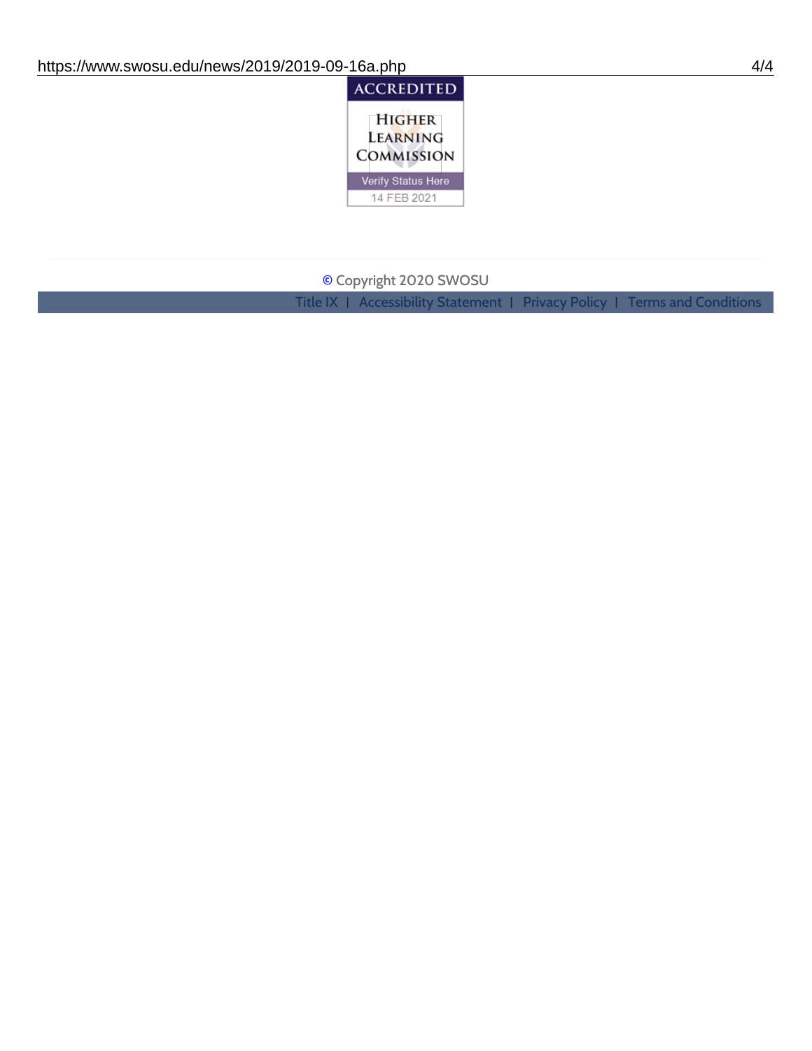ACCREDITED

HIGHER LEARNING COMMISSION

Verify Status Here

14 FEB 2021

© Copyright 2020 SWOSU

Title IX | Accessibility Statement | Privacy Policy | Terms and Conditions